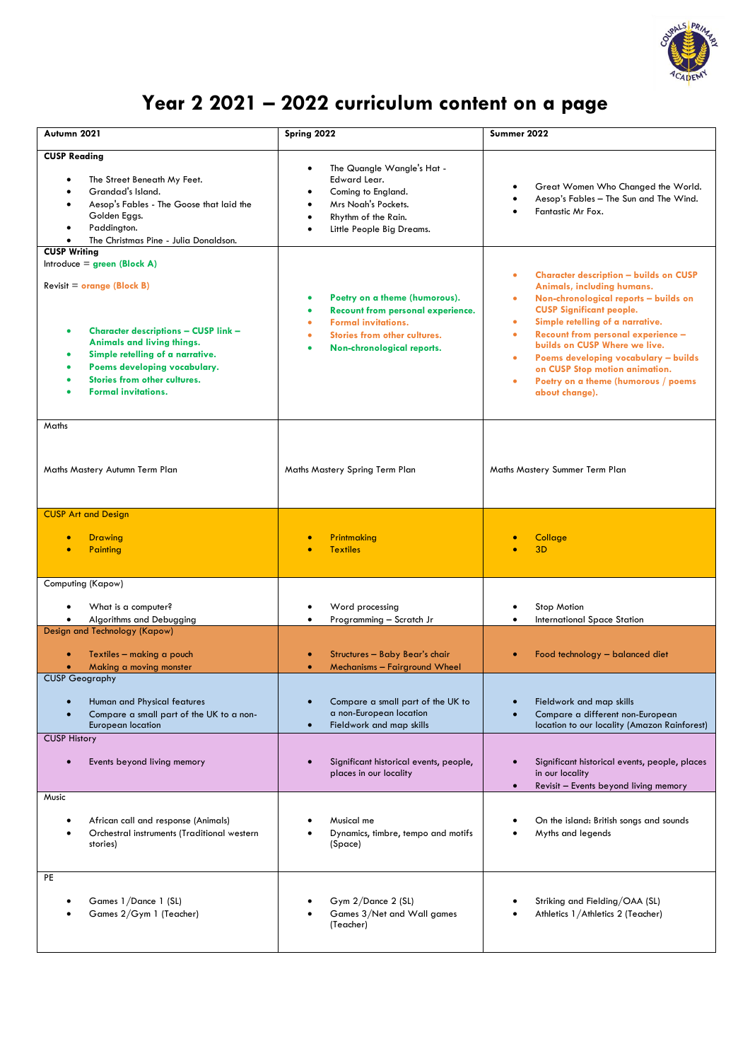# Year 2 2021 – 2022 curriculum content on a page

| Autumn 2021 | Spring 2022 | Summer 2022 |
|---|---|---|
| **CUSP Reading**<br>• The Street Beneath My Feet.<br>• Grandad's Island.<br>• Aesop's Fables - The Goose that laid the Golden Eggs.<br>• Paddington.<br>• The Christmas Pine - Julia Donaldson. | • The Quangle Wangle's Hat - Edward Lear.<br>• Coming to England.<br>• Mrs Noah's Pockets.<br>• Rhythm of the Rain.<br>• Little People Big Dreams. | • Great Women Who Changed the World.<br>• Aesop's Fables – The Sun and The Wind.<br>• Fantastic Mr Fox. |
| **CUSP Writing**<br>Introduce = **green (Block A)**<br>Revisit = **orange (Block B)**<br>• **Character descriptions – CUSP link – Animals and living things.**<br>• **Simple retelling of a narrative.**<br>• **Poems developing vocabulary.**<br>• **Stories from other cultures.**<br>• **Formal invitations.** | • **Poetry on a theme (humorous).**<br>• **Recount from personal experience.**<br>• **Formal invitations.**<br>• **Stories from other cultures.**<br>• **Non-chronological reports.** | • **Character description – builds on CUSP Animals, including humans.**<br>• **Non-chronological reports – builds on CUSP Significant people.**<br>• **Simple retelling of a narrative.**<br>• **Recount from personal experience – builds on CUSP Where we live.**<br>• **Poems developing vocabulary – builds on CUSP Stop motion animation.**<br>• **Poetry on a theme (humorous / poems about change).** |
| Maths<br>Maths Mastery Autumn Term Plan | Maths Mastery Spring Term Plan | Maths Mastery Summer Term Plan |
| CUSP Art and Design<br>• Drawing<br>• Painting | • Printmaking<br>• Textiles | • Collage<br>• 3D |
| Computing (Kapow)<br>• What is a computer?<br>• Algorithms and Debugging | • Word processing<br>• Programming – Scratch Jr | • Stop Motion<br>• International Space Station |
| Design and Technology (Kapow)<br>• Textiles – making a pouch<br>• Making a moving monster | • Structures – Baby Bear's chair<br>• Mechanisms – Fairground Wheel | • Food technology – balanced diet |
| CUSP Geography<br>• Human and Physical features<br>• Compare a small part of the UK to a non-European location | • Compare a small part of the UK to a non-European location<br>• Fieldwork and map skills | • Fieldwork and map skills<br>• Compare a different non-European location to our locality (Amazon Rainforest) |
| CUSP History<br>• Events beyond living memory | • Significant historical events, people, places in our locality | • Significant historical events, people, places in our locality<br>• Revisit – Events beyond living memory |
| Music<br>• African call and response (Animals)<br>• Orchestral instruments (Traditional western stories) | • Musical me<br>• Dynamics, timbre, tempo and motifs (Space) | • On the island: British songs and sounds<br>• Myths and legends |
| PE<br>• Games 1/Dance 1 (SL)<br>• Games 2/Gym 1 (Teacher) | • Gym 2/Dance 2 (SL)<br>• Games 3/Net and Wall games (Teacher) | • Striking and Fielding/OAA (SL)<br>• Athletics 1/Athletics 2 (Teacher) |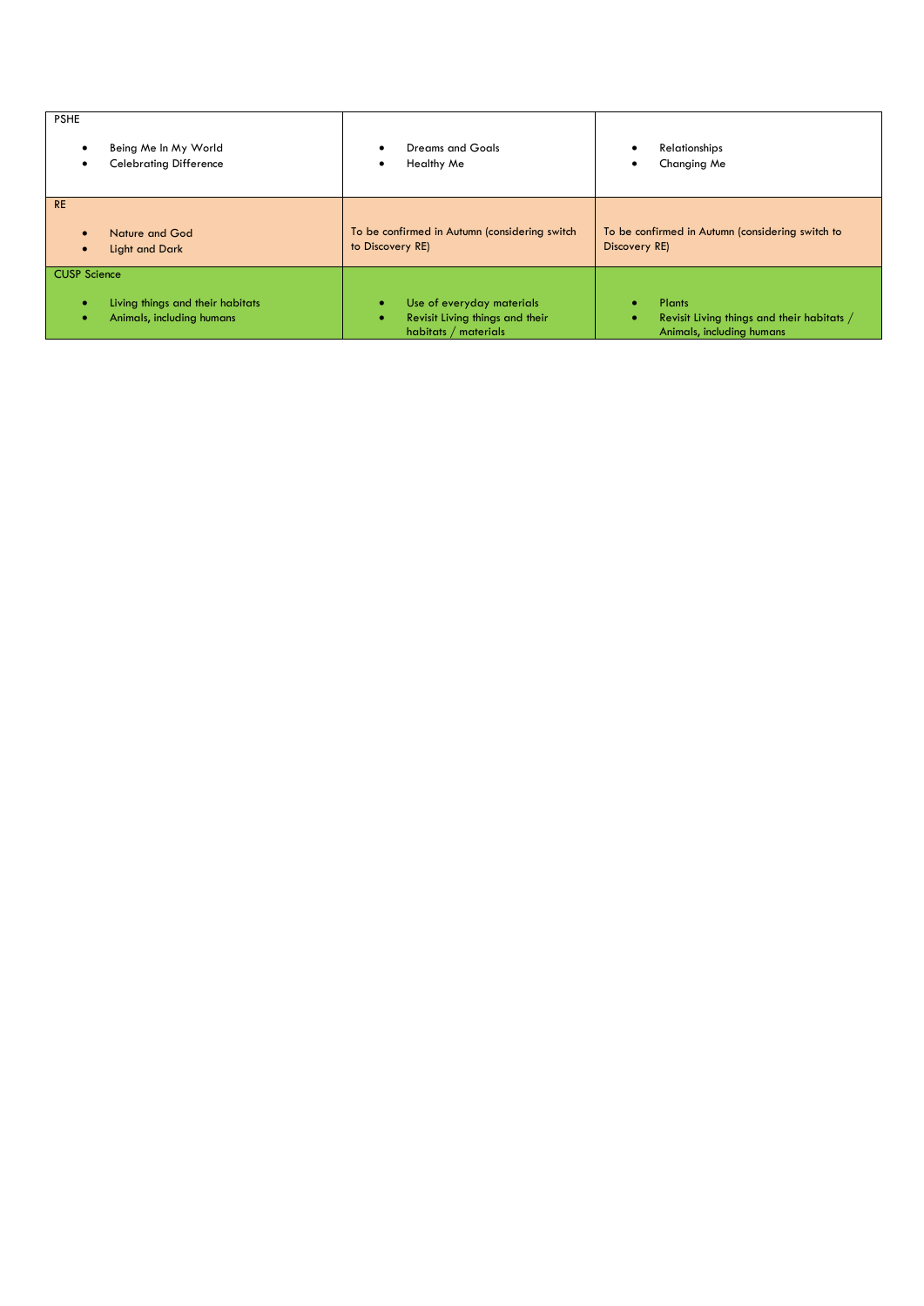| | | |
|---|---|---|
| PSHE<br><br>• Being Me In My World<br>• Celebrating Difference | • Dreams and Goals<br>• Healthy Me | • Relationships<br>• Changing Me |
| RE<br><br>• Nature and God<br>• Light and Dark | To be confirmed in Autumn (considering switch to Discovery RE) | To be confirmed in Autumn (considering switch to Discovery RE) |
| CUSP Science<br><br>• Living things and their habitats<br>• Animals, including humans | • Use of everyday materials<br>• Revisit Living things and their habitats / materials | • Plants<br>• Revisit Living things and their habitats / Animals, including humans |